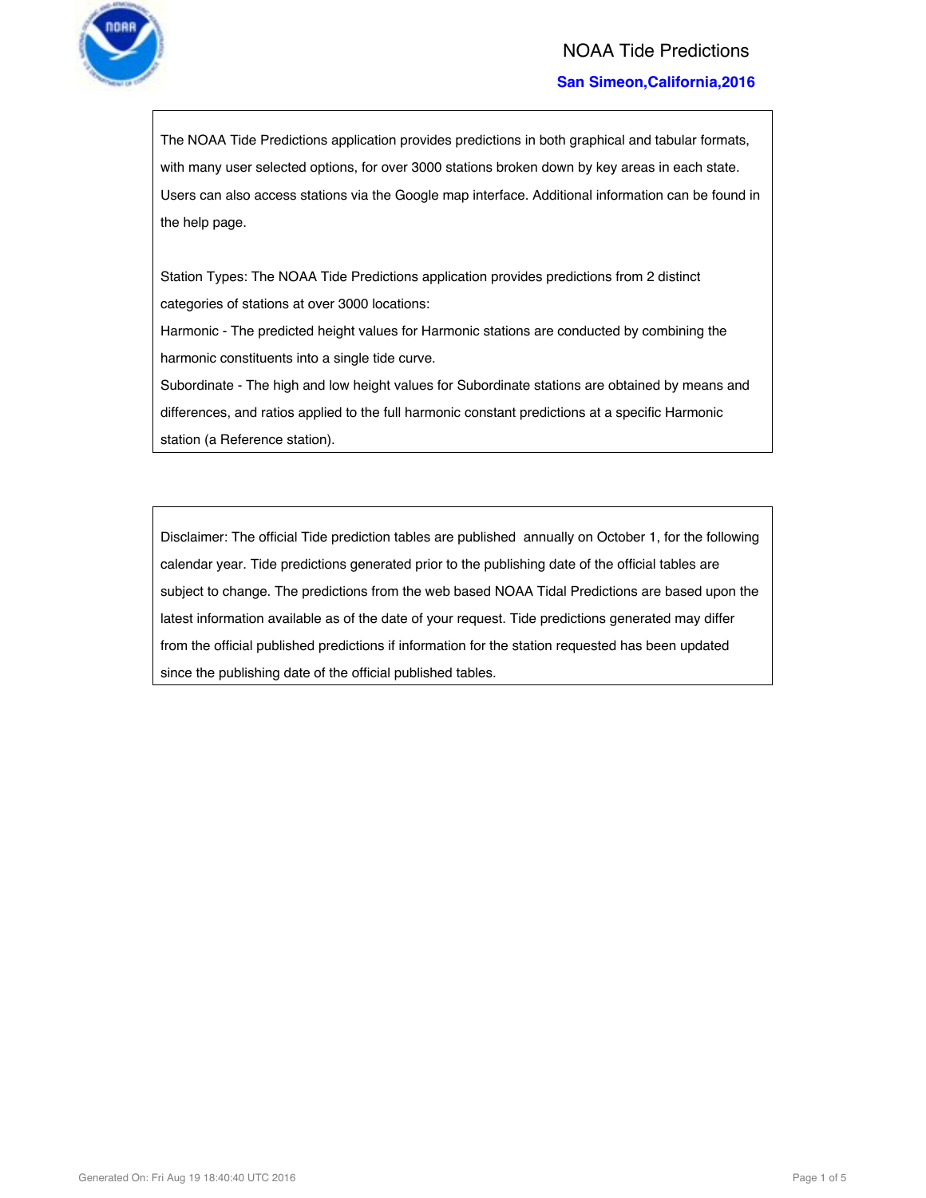# NOAA Tide Predictions

## San Simeon,California,2016

The NOAA Tide Predictions application provides predictions in both graphical and tabular formats, with many user selected options, for over 3000 stations broken down by key areas in each state. Users can also access stations via the Google map interface. Additional information can be found in the help page.

Station Types: The NOAA Tide Predictions application provides predictions from 2 distinct categories of stations at over 3000 locations:

Harmonic - The predicted height values for Harmonic stations are conducted by combining the harmonic constituents into a single tide curve.

Subordinate - The high and low height values for Subordinate stations are obtained by means and differences, and ratios applied to the full harmonic constant predictions at a specific Harmonic station (a Reference station).

Disclaimer: The official Tide prediction tables are published annually on October 1, for the following calendar year. Tide predictions generated prior to the publishing date of the official tables are subject to change. The predictions from the web based NOAA Tidal Predictions are based upon the latest information available as of the date of your request. Tide predictions generated may differ from the official published predictions if information for the station requested has been updated since the publishing date of the official published tables.

Generated On: Fri Aug 19 18:40:40 UTC 2016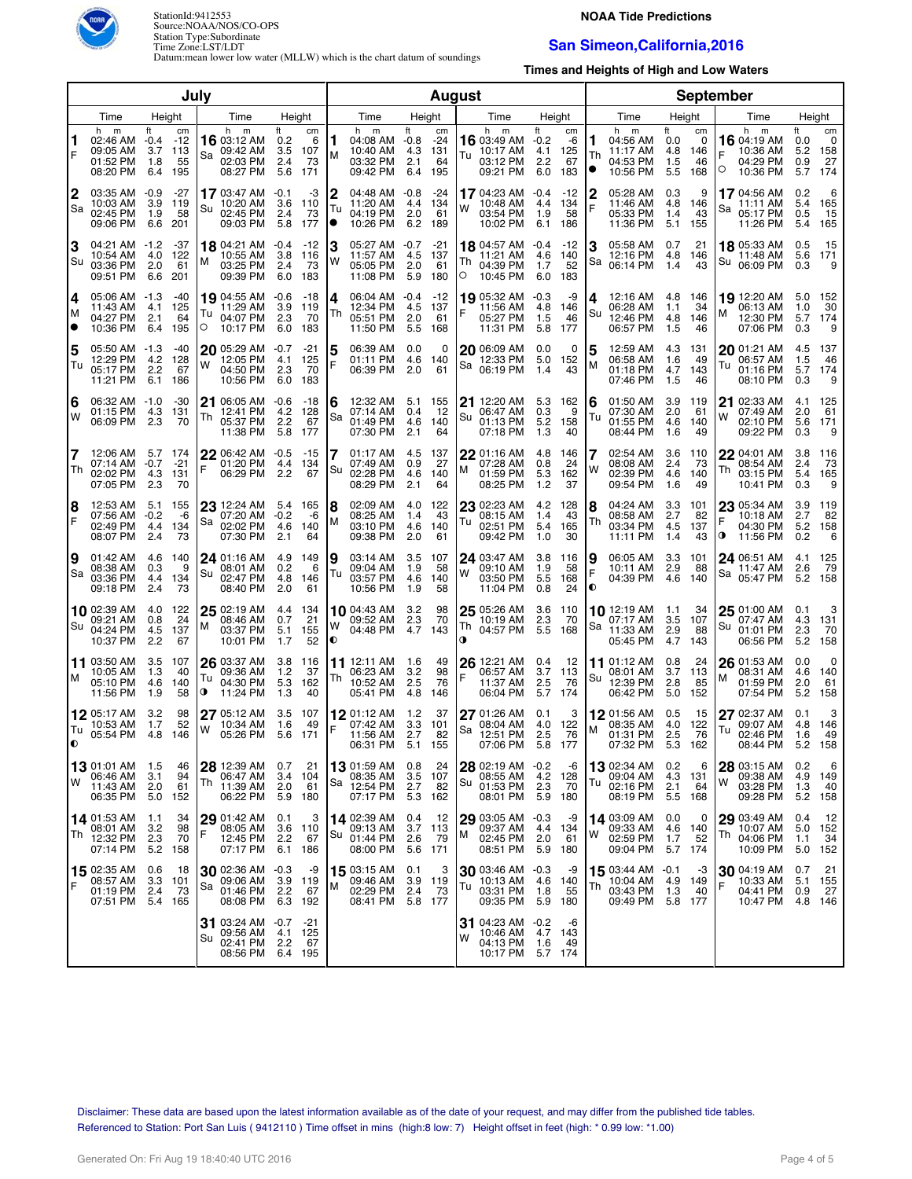StationId:9412553
Source:NOAA/NOS/CO-OPS
Station Type:Subordinate
Time Zone:LST/LDT
Datum:mean lower low water (MLLW) which is the chart datum of soundings

**NOAA Tide Predictions**

## San Simeon,California,2016

**Times and Heights of High and Low Waters**

### July

| Day | Time (h m) | Height (ft) | Height (cm) | Time (h m) | Height (ft) | Height (cm) | Time (h m) | Height (ft) | Height (cm) | Time (h m) | Height (ft) | Height (cm) |
|---|---|---|---|---|---|---|---|---|---|---|---|---|
| 1 F | 02:46 AM | -0.4 | -12 | 09:05 AM | 3.7 | 113 | 01:52 PM | 1.8 | 55 | 08:20 PM | 6.4 | 195 |
| 2 Sa | 03:35 AM | -0.9 | -27 | 10:03 AM | 3.9 | 119 | 02:45 PM | 1.9 | 58 | 09:06 PM | 6.6 | 201 |
| 3 Su | 04:21 AM | -1.2 | -37 | 10:54 AM | 4.0 | 122 | 03:36 PM | 2.0 | 61 | 09:51 PM | 6.6 | 201 |
| 4 M ● | 05:06 AM | -1.3 | -40 | 11:43 AM | 4.1 | 125 | 04:27 PM | 2.1 | 64 | 10:36 PM | 6.4 | 195 |
| 5 Tu | 05:50 AM | -1.3 | -40 | 12:29 PM | 4.2 | 128 | 05:17 PM | 2.2 | 67 | 11:21 PM | 6.1 | 186 |
| 6 W | 06:32 AM | -1.0 | -30 | 01:15 PM | 4.3 | 131 | 06:09 PM | 2.3 | 70 | | | |
| 7 Th | 12:06 AM | 5.7 | 174 | 07:14 AM | -0.7 | -21 | 02:02 PM | 4.3 | 131 | 07:05 PM | 2.3 | 70 |
| 8 F | 12:53 AM | 5.1 | 155 | 07:56 AM | -0.2 | -6 | 02:49 PM | 4.4 | 134 | 08:07 PM | 2.4 | 73 |
| 9 Sa | 01:42 AM | 4.6 | 140 | 08:38 AM | 0.3 | 9 | 03:36 PM | 4.4 | 134 | 09:18 PM | 2.4 | 73 |
| 10 Su | 02:39 AM | 4.0 | 122 | 09:21 AM | 0.8 | 24 | 04:24 PM | 4.5 | 137 | 10:37 PM | 2.2 | 67 |
| 11 M | 03:50 AM | 3.5 | 107 | 10:05 AM | 1.3 | 40 | 05:10 PM | 4.6 | 140 | 11:56 PM | 1.9 | 58 |
| 12 Tu ◐ | 05:17 AM | 3.2 | 98 | 10:53 AM | 1.7 | 52 | 05:54 PM | 4.8 | 146 | | | |
| 13 W | 01:01 AM | 1.5 | 46 | 06:46 AM | 3.1 | 94 | 11:43 AM | 2.0 | 61 | 06:35 PM | 5.0 | 152 |
| 14 Th | 01:53 AM | 1.1 | 34 | 08:01 AM | 3.2 | 98 | 12:32 PM | 2.3 | 70 | 07:14 PM | 5.2 | 158 |
| 15 F | 02:35 AM | 0.6 | 18 | 08:57 AM | 3.3 | 101 | 01:19 PM | 2.4 | 73 | 07:51 PM | 5.4 | 165 |
| 16 Sa | 03:12 AM | 0.2 | 6 | 09:42 AM | 3.5 | 107 | 02:03 PM | 2.4 | 73 | 08:27 PM | 5.6 | 171 |
| 17 Su | 03:47 AM | -0.1 | -3 | 10:20 AM | 3.6 | 110 | 02:45 PM | 2.4 | 73 | 09:03 PM | 5.8 | 177 |
| 18 M | 04:21 AM | -0.4 | -12 | 10:55 AM | 3.8 | 116 | 03:25 PM | 2.4 | 73 | 09:39 PM | 6.0 | 183 |
| 19 Tu ○ | 04:55 AM | -0.6 | -18 | 11:29 AM | 3.9 | 119 | 04:07 PM | 2.3 | 70 | 10:17 PM | 6.0 | 183 |
| 20 W | 05:29 AM | -0.7 | -21 | 12:05 PM | 4.1 | 125 | 04:50 PM | 2.3 | 70 | 10:56 PM | 6.0 | 183 |
| 21 Th | 06:05 AM | -0.6 | -18 | 12:41 PM | 4.2 | 128 | 05:37 PM | 2.2 | 67 | 11:38 PM | 5.8 | 177 |
| 22 F | 06:42 AM | -0.5 | -15 | 01:20 PM | 4.4 | 134 | 06:29 PM | 2.2 | 67 | | | |
| 23 Sa | 12:24 AM | 5.4 | 165 | 07:20 AM | -0.2 | -6 | 02:02 PM | 4.6 | 140 | 07:30 PM | 2.1 | 64 |
| 24 Su | 01:16 AM | 4.9 | 149 | 08:01 AM | 0.2 | 6 | 02:47 PM | 4.8 | 146 | 08:40 PM | 2.0 | 61 |
| 25 M | 02:19 AM | 4.4 | 134 | 08:46 AM | 0.7 | 21 | 03:37 PM | 5.1 | 155 | 10:01 PM | 1.7 | 52 |
| 26 Tu ◑ | 03:37 AM | 3.8 | 116 | 09:36 AM | 1.2 | 37 | 04:30 PM | 5.3 | 162 | 11:24 PM | 1.3 | 40 |
| 27 W | 05:12 AM | 3.5 | 107 | 10:34 AM | 1.6 | 49 | 05:26 PM | 5.6 | 171 | | | |
| 28 Th | 12:39 AM | 0.7 | 21 | 06:47 AM | 3.4 | 104 | 11:39 AM | 2.0 | 61 | 06:22 PM | 5.9 | 180 |
| 29 F | 01:42 AM | 0.1 | 3 | 08:05 AM | 3.6 | 110 | 12:45 PM | 2.2 | 67 | 07:17 PM | 6.1 | 186 |
| 30 Sa | 02:36 AM | -0.3 | -9 | 09:06 AM | 3.9 | 119 | 01:46 PM | 2.2 | 67 | 08:08 PM | 6.3 | 192 |
| 31 Su | 03:24 AM | -0.7 | -21 | 09:56 AM | 4.1 | 125 | 02:41 PM | 2.2 | 67 | 08:56 PM | 6.4 | 195 |

### August

| Day | Time (h m) | Height (ft) | Height (cm) | Time (h m) | Height (ft) | Height (cm) | Time (h m) | Height (ft) | Height (cm) | Time (h m) | Height (ft) | Height (cm) |
|---|---|---|---|---|---|---|---|---|---|---|---|---|
| 1 M | 04:08 AM | -0.8 | -24 | 10:40 AM | 4.3 | 131 | 03:32 PM | 2.1 | 64 | 09:42 PM | 6.4 | 195 |
| 2 Tu ● | 04:48 AM | -0.8 | -24 | 11:20 AM | 4.4 | 134 | 04:19 PM | 2.0 | 61 | 10:26 PM | 6.2 | 189 |
| 3 W | 05:27 AM | -0.7 | -21 | 11:57 AM | 4.5 | 137 | 05:05 PM | 2.0 | 61 | 11:08 PM | 5.9 | 180 |
| 4 Th | 06:04 AM | -0.4 | -12 | 12:34 PM | 4.5 | 137 | 05:51 PM | 2.0 | 61 | 11:50 PM | 5.5 | 168 |
| 5 F | 06:39 AM | 0.0 | 0 | 01:11 PM | 4.6 | 140 | 06:39 PM | 2.0 | 61 | | | |
| 6 Sa | 12:32 AM | 5.1 | 155 | 07:14 AM | 0.4 | 12 | 01:49 PM | 4.6 | 140 | 07:30 PM | 2.1 | 64 |
| 7 Su | 01:17 AM | 4.5 | 137 | 07:49 AM | 0.9 | 27 | 02:28 PM | 4.6 | 140 | 08:29 PM | 2.1 | 64 |
| 8 M | 02:09 AM | 4.0 | 122 | 08:25 AM | 1.4 | 43 | 03:10 PM | 4.6 | 140 | 09:38 PM | 2.0 | 61 |
| 9 Tu | 03:14 AM | 3.5 | 107 | 09:04 AM | 1.9 | 58 | 03:57 PM | 4.6 | 140 | 10:56 PM | 1.9 | 58 |
| 10 W ◐ | 04:43 AM | 3.2 | 98 | 09:52 AM | 2.3 | 70 | 04:48 PM | 4.7 | 143 | | | |
| 11 Th | 12:11 AM | 1.6 | 49 | 06:23 AM | 3.2 | 98 | 10:52 AM | 2.5 | 76 | 05:41 PM | 4.8 | 146 |
| 12 F | 01:12 AM | 1.2 | 37 | 07:42 AM | 3.3 | 101 | 11:56 AM | 2.7 | 82 | 06:31 PM | 5.1 | 155 |
| 13 Sa | 01:59 AM | 0.8 | 24 | 08:35 AM | 3.5 | 107 | 12:54 PM | 2.7 | 82 | 07:17 PM | 5.3 | 162 |
| 14 Su | 02:39 AM | 0.4 | 12 | 09:13 AM | 3.7 | 113 | 01:44 PM | 2.6 | 79 | 08:00 PM | 5.6 | 171 |
| 15 M | 03:15 AM | 0.1 | 3 | 09:46 AM | 3.9 | 119 | 02:29 PM | 2.4 | 73 | 08:41 PM | 5.8 | 177 |
| 16 Tu | 03:49 AM | -0.2 | -6 | 10:17 AM | 4.1 | 125 | 03:12 PM | 2.2 | 67 | 09:21 PM | 6.0 | 183 |
| 17 W | 04:23 AM | -0.4 | -12 | 10:48 AM | 4.4 | 134 | 03:54 PM | 1.9 | 58 | 10:02 PM | 6.1 | 186 |
| 18 Th ○ | 04:57 AM | -0.4 | -12 | 11:21 AM | 4.6 | 140 | 04:39 PM | 1.7 | 52 | 10:45 PM | 6.0 | 183 |
| 19 F | 05:32 AM | -0.3 | -9 | 11:56 AM | 4.8 | 146 | 05:27 PM | 1.5 | 46 | 11:31 PM | 5.8 | 177 |
| 20 Sa | 06:09 AM | 0.0 | 0 | 12:33 PM | 5.0 | 152 | 06:19 PM | 1.4 | 43 | | | |
| 21 Su | 12:20 AM | 5.3 | 162 | 06:47 AM | 0.3 | 9 | 01:13 PM | 5.2 | 158 | 07:18 PM | 1.3 | 40 |
| 22 M | 01:16 AM | 4.8 | 146 | 07:28 AM | 0.8 | 24 | 01:59 PM | 5.3 | 162 | 08:25 PM | 1.2 | 37 |
| 23 Tu | 02:23 AM | 4.2 | 128 | 08:15 AM | 1.4 | 43 | 02:51 PM | 5.4 | 165 | 09:42 PM | 1.0 | 30 |
| 24 W | 03:47 AM | 3.8 | 116 | 09:10 AM | 1.9 | 58 | 03:50 PM | 5.5 | 168 | 11:04 PM | 0.8 | 24 |
| 25 Th ◑ | 05:26 AM | 3.6 | 110 | 10:19 AM | 2.3 | 70 | 04:57 PM | 5.5 | 168 | | | |
| 26 F | 12:21 AM | 0.4 | 12 | 06:57 AM | 3.7 | 113 | 11:37 AM | 2.5 | 76 | 06:04 PM | 5.7 | 174 |
| 27 Sa | 01:26 AM | 0.1 | 3 | 08:04 AM | 4.0 | 122 | 12:51 PM | 2.5 | 76 | 07:06 PM | 5.8 | 177 |
| 28 Su | 02:19 AM | -0.2 | -6 | 08:55 AM | 4.2 | 128 | 01:53 PM | 2.3 | 70 | 08:01 PM | 5.9 | 180 |
| 29 M | 03:05 AM | -0.3 | -9 | 09:37 AM | 4.4 | 134 | 02:45 PM | 2.0 | 61 | 08:51 PM | 5.9 | 180 |
| 30 Tu | 03:46 AM | -0.3 | -9 | 10:13 AM | 4.6 | 140 | 03:31 PM | 1.8 | 55 | 09:35 PM | 5.9 | 180 |
| 31 W | 04:23 AM | -0.2 | -6 | 10:46 AM | 4.7 | 143 | 04:13 PM | 1.6 | 49 | 10:17 PM | 5.7 | 174 |

### September

| Day | Time (h m) | Height (ft) | Height (cm) | Time (h m) | Height (ft) | Height (cm) | Time (h m) | Height (ft) | Height (cm) | Time (h m) | Height (ft) | Height (cm) |
|---|---|---|---|---|---|---|---|---|---|---|---|---|
| 1 Th ● | 04:56 AM | 0.0 | 0 | 11:17 AM | 4.8 | 146 | 04:53 PM | 1.5 | 46 | 10:56 PM | 5.5 | 168 |
| 2 F | 05:28 AM | 0.3 | 9 | 11:46 AM | 4.8 | 146 | 05:33 PM | 1.4 | 43 | 11:36 PM | 5.1 | 155 |
| 3 Sa | 05:58 AM | 0.7 | 21 | 12:16 PM | 4.8 | 146 | 06:14 PM | 1.4 | 43 | | | |
| 4 Su | 12:16 AM | 4.8 | 146 | 06:28 AM | 1.1 | 34 | 12:46 PM | 4.8 | 146 | 06:57 PM | 1.5 | 46 |
| 5 M | 12:59 AM | 4.3 | 131 | 06:58 AM | 1.6 | 49 | 01:18 PM | 4.7 | 143 | 07:46 PM | 1.5 | 46 |
| 6 Tu | 01:50 AM | 3.9 | 119 | 07:30 AM | 2.0 | 61 | 01:55 PM | 4.6 | 140 | 08:44 PM | 1.6 | 49 |
| 7 W | 02:54 AM | 3.6 | 110 | 08:08 AM | 2.4 | 73 | 02:39 PM | 4.6 | 140 | 09:54 PM | 1.6 | 49 |
| 8 Th | 04:24 AM | 3.3 | 101 | 08:58 AM | 2.7 | 82 | 03:34 PM | 4.5 | 137 | 11:11 PM | 1.4 | 43 |
| 9 F ◐ | 06:05 AM | 3.3 | 101 | 10:11 AM | 2.9 | 88 | 04:39 PM | 4.6 | 140 | | | |
| 10 Sa | 12:19 AM | 1.1 | 34 | 07:17 AM | 3.5 | 107 | 11:33 AM | 2.9 | 88 | 05:45 PM | 4.7 | 143 |
| 11 Su | 01:12 AM | 0.8 | 24 | 08:01 AM | 3.7 | 113 | 12:39 PM | 2.8 | 85 | 06:42 PM | 5.0 | 152 |
| 12 M | 01:56 AM | 0.5 | 15 | 08:35 AM | 4.0 | 122 | 01:31 PM | 2.5 | 76 | 07:32 PM | 5.3 | 162 |
| 13 Tu | 02:34 AM | 0.2 | 6 | 09:04 AM | 4.3 | 131 | 02:16 PM | 2.1 | 64 | 08:19 PM | 5.5 | 168 |
| 14 W | 03:09 AM | 0.0 | 0 | 09:33 AM | 4.6 | 140 | 02:59 PM | 1.7 | 52 | 09:04 PM | 5.7 | 174 |
| 15 Th | 03:44 AM | -0.1 | -3 | 10:04 AM | 4.9 | 149 | 03:43 PM | 1.3 | 40 | 09:49 PM | 5.8 | 177 |
| 16 F ○ | 04:19 AM | 0.0 | 0 | 10:36 AM | 5.2 | 158 | 04:29 PM | 0.9 | 27 | 10:36 PM | 5.7 | 174 |
| 17 Sa | 04:56 AM | 0.2 | 6 | 11:11 AM | 5.4 | 165 | 05:17 PM | 0.5 | 15 | 11:26 PM | 5.4 | 165 |
| 18 Su | 05:33 AM | 0.5 | 15 | 11:48 AM | 5.6 | 171 | 06:09 PM | 0.3 | 9 | | | |
| 19 M | 12:20 AM | 5.0 | 152 | 06:13 AM | 1.0 | 30 | 12:30 PM | 5.7 | 174 | 07:06 PM | 0.3 | 9 |
| 20 Tu | 01:21 AM | 4.5 | 137 | 06:57 AM | 1.5 | 46 | 01:16 PM | 5.7 | 174 | 08:10 PM | 0.3 | 9 |
| 21 W | 02:33 AM | 4.1 | 125 | 07:49 AM | 2.0 | 61 | 02:10 PM | 5.6 | 171 | 09:22 PM | 0.3 | 9 |
| 22 Th | 04:01 AM | 3.8 | 116 | 08:54 AM | 2.4 | 73 | 03:15 PM | 5.4 | 165 | 10:41 PM | 0.3 | 9 |
| 23 F ◑ | 05:34 AM | 3.9 | 119 | 10:18 AM | 2.7 | 82 | 04:30 PM | 5.2 | 158 | 11:56 PM | 0.2 | 6 |
| 24 Sa | 06:51 AM | 4.1 | 125 | 11:47 AM | 2.6 | 79 | 05:47 PM | 5.2 | 158 | | | |
| 25 Su | 01:00 AM | 0.1 | 3 | 07:47 AM | 4.3 | 131 | 01:01 PM | 2.3 | 70 | 06:56 PM | 5.2 | 158 |
| 26 M | 01:53 AM | 0.0 | 0 | 08:31 AM | 4.6 | 140 | 01:59 PM | 2.0 | 61 | 07:54 PM | 5.2 | 158 |
| 27 Tu | 02:37 AM | 0.1 | 3 | 09:07 AM | 4.8 | 146 | 02:46 PM | 1.6 | 49 | 08:44 PM | 5.2 | 158 |
| 28 W | 03:15 AM | 0.2 | 6 | 09:38 AM | 4.9 | 149 | 03:28 PM | 1.3 | 40 | 09:28 PM | 5.2 | 158 |
| 29 Th | 03:49 AM | 0.4 | 12 | 10:07 AM | 5.0 | 152 | 04:06 PM | 1.1 | 34 | 10:09 PM | 5.0 | 152 |
| 30 F | 04:19 AM | 0.7 | 21 | 10:33 AM | 5.1 | 155 | 04:41 PM | 0.9 | 27 | 10:47 PM | 4.8 | 146 |

Disclaimer: These data are based upon the latest information available as of the date of your request, and may differ from the published tide tables.
Referenced to Station: Port San Luis ( 9412110 ) Time offset in mins (high:8 low: 7) Height offset in feet (high: * 0.99 low: *1.00)

Generated On: Fri Aug 19 18:40:40 UTC 2016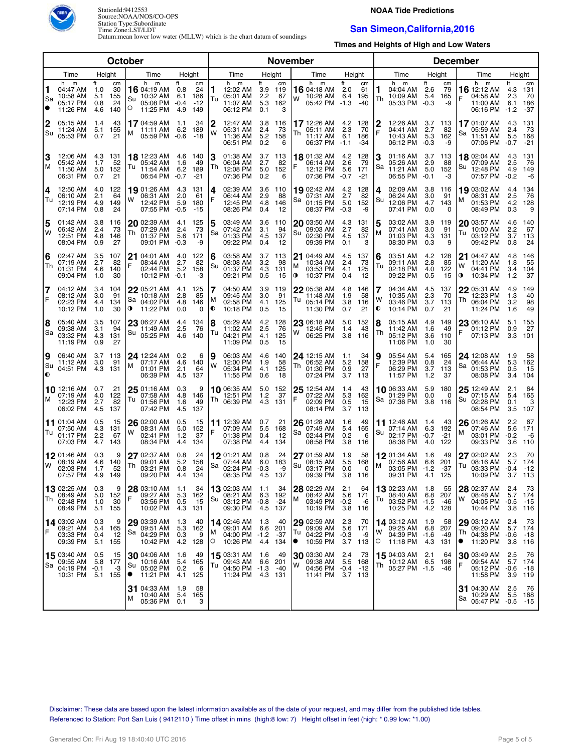StationId:9412553
Source:NOAA/NOS/CO-OPS
Station Type:Subordinate
Time Zone:LST/LDT
Datum:mean lower low water (MLLW) which is the chart datum of soundings

**NOAA Tide Predictions**

# San Simeon,California,2016

**Times and Heights of High and Low Waters**

## October

| Day | Time | Height (ft) | Height (cm) |
|---|---|---|---|
| 1 Sa ● | 04:47 AM | 1.0 | 30 |
| | 10:58 AM | 5.1 | 155 |
| | 05:17 PM | 0.8 | 24 |
| | 11:26 PM | 4.6 | 140 |
| 2 Su | 05:15 AM | 1.4 | 43 |
| | 11:24 AM | 5.1 | 155 |
| | 05:53 PM | 0.7 | 21 |
| 3 M | 12:06 AM | 4.3 | 131 |
| | 05:42 AM | 1.7 | 52 |
| | 11:50 AM | 5.0 | 152 |
| | 06:31 PM | 0.7 | 21 |
| 4 Tu | 12:50 AM | 4.0 | 122 |
| | 06:10 AM | 2.1 | 64 |
| | 12:19 PM | 4.9 | 149 |
| | 07:14 PM | 0.8 | 24 |
| 5 W | 01:42 AM | 3.8 | 116 |
| | 06:42 AM | 2.4 | 73 |
| | 12:51 PM | 4.8 | 146 |
| | 08:04 PM | 0.9 | 27 |
| 6 Th | 02:47 AM | 3.5 | 107 |
| | 07:19 AM | 2.7 | 82 |
| | 01:31 PM | 4.6 | 140 |
| | 09:04 PM | 1.0 | 30 |
| 7 F | 04:12 AM | 3.4 | 104 |
| | 08:12 AM | 3.0 | 91 |
| | 02:23 PM | 4.4 | 134 |
| | 10:12 PM | 1.0 | 30 |
| 8 Sa | 05:40 AM | 3.5 | 107 |
| | 09:38 AM | 3.1 | 94 |
| | 03:32 PM | 4.3 | 131 |
| | 11:19 PM | 0.9 | 27 |
| 9 Su ◐ | 06:40 AM | 3.7 | 113 |
| | 11:12 AM | 3.0 | 91 |
| | 04:51 PM | 4.3 | 131 |
| 10 M | 12:16 AM | 0.7 | 21 |
| | 07:19 AM | 4.0 | 122 |
| | 12:23 PM | 2.7 | 82 |
| | 06:02 PM | 4.5 | 137 |
| 11 Tu | 01:04 AM | 0.5 | 15 |
| | 07:50 AM | 4.3 | 131 |
| | 01:17 PM | 2.2 | 67 |
| | 07:03 PM | 4.7 | 143 |
| 12 W | 01:46 AM | 0.3 | 9 |
| | 08:19 AM | 4.6 | 140 |
| | 02:03 PM | 1.7 | 52 |
| | 07:57 PM | 4.9 | 149 |
| 13 Th | 02:25 AM | 0.3 | 9 |
| | 08:49 AM | 5.0 | 152 |
| | 02:48 PM | 1.0 | 30 |
| | 08:49 PM | 5.1 | 155 |
| 14 F | 03:02 AM | 0.3 | 9 |
| | 09:21 AM | 5.4 | 165 |
| | 03:33 PM | 0.4 | 12 |
| | 09:39 PM | 5.1 | 155 |
| 15 Sa | 03:40 AM | 0.5 | 15 |
| | 09:55 AM | 5.8 | 177 |
| | 04:19 PM | -0.1 | -3 |
| | 10:31 PM | 5.1 | 155 |
| 16 Su ○ | 04:19 AM | 0.8 | 24 |
| | 10:32 AM | 6.1 | 186 |
| | 05:08 PM | -0.4 | -12 |
| | 11:25 PM | 4.9 | 149 |
| 17 M | 04:59 AM | 1.1 | 34 |
| | 11:11 AM | 6.2 | 189 |
| | 05:59 PM | -0.6 | -18 |
| 18 Tu | 12:23 AM | 4.6 | 140 |
| | 05:42 AM | 1.6 | 49 |
| | 11:54 AM | 6.2 | 189 |
| | 06:54 PM | -0.7 | -21 |
| 19 W | 01:26 AM | 4.3 | 131 |
| | 06:31 AM | 2.0 | 61 |
| | 12:42 PM | 5.9 | 180 |
| | 07:55 PM | -0.5 | -15 |
| 20 Th | 02:39 AM | 4.1 | 125 |
| | 07:29 AM | 2.4 | 73 |
| | 01:37 PM | 5.6 | 171 |
| | 09:01 PM | -0.3 | -9 |
| 21 F | 04:01 AM | 4.0 | 122 |
| | 08:44 AM | 2.7 | 82 |
| | 02:44 PM | 5.2 | 158 |
| | 10:12 PM | -0.1 | -3 |
| 22 Sa ◑ | 05:21 AM | 4.1 | 125 |
| | 10:18 AM | 2.8 | 85 |
| | 04:02 PM | 4.8 | 146 |
| | 11:22 PM | 0.0 | 0 |
| 23 Su | 06:27 AM | 4.4 | 134 |
| | 11:49 AM | 2.5 | 76 |
| | 05:25 PM | 4.6 | 140 |
| 24 M | 12:24 AM | 0.2 | 6 |
| | 07:17 AM | 4.6 | 140 |
| | 01:01 PM | 2.1 | 64 |
| | 06:39 PM | 4.5 | 137 |
| 25 Tu | 01:16 AM | 0.3 | 9 |
| | 07:58 AM | 4.8 | 146 |
| | 01:56 PM | 1.6 | 49 |
| | 07:42 PM | 4.5 | 137 |
| 26 W | 02:00 AM | 0.5 | 15 |
| | 08:31 AM | 5.0 | 152 |
| | 02:41 PM | 1.2 | 37 |
| | 08:34 PM | 4.4 | 134 |
| 27 Th | 02:37 AM | 0.8 | 24 |
| | 09:01 AM | 5.2 | 158 |
| | 03:21 PM | 0.8 | 24 |
| | 09:20 PM | 4.4 | 134 |
| 28 F | 03:10 AM | 1.1 | 34 |
| | 09:27 AM | 5.3 | 162 |
| | 03:56 PM | 0.5 | 15 |
| | 10:02 PM | 4.3 | 131 |
| 29 Sa | 03:39 AM | 1.3 | 40 |
| | 09:51 AM | 5.3 | 162 |
| | 04:29 PM | 0.3 | 9 |
| | 10:42 PM | 4.2 | 128 |
| 30 Su ● | 04:06 AM | 1.6 | 49 |
| | 10:16 AM | 5.4 | 165 |
| | 05:02 PM | 0.2 | 6 |
| | 11:21 PM | 4.1 | 125 |
| 31 M | 04:33 AM | 1.9 | 58 |
| | 10:40 AM | 5.4 | 165 |
| | 05:36 PM | 0.1 | 3 |

## November

| Day | Time | Height (ft) | Height (cm) |
|---|---|---|---|
| 1 Tu | 12:02 AM | 3.9 | 119 |
| | 05:01 AM | 2.2 | 67 |
| | 11:07 AM | 5.3 | 162 |
| | 06:12 PM | 0.1 | 3 |
| 2 W | 12:47 AM | 3.8 | 116 |
| | 05:31 AM | 2.4 | 73 |
| | 11:36 AM | 5.2 | 158 |
| | 06:51 PM | 0.2 | 6 |
| 3 Th | 01:38 AM | 3.7 | 113 |
| | 06:04 AM | 2.7 | 82 |
| | 12:08 PM | 5.0 | 152 |
| | 07:36 PM | 0.2 | 6 |
| 4 F | 02:39 AM | 3.6 | 110 |
| | 06:44 AM | 2.9 | 88 |
| | 12:45 PM | 4.8 | 146 |
| | 08:26 PM | 0.4 | 12 |
| 5 Sa | 03:49 AM | 3.6 | 110 |
| | 07:42 AM | 3.1 | 94 |
| | 01:33 PM | 4.5 | 137 |
| | 09:22 PM | 0.4 | 12 |
| 6 Su | 03:58 AM | 3.7 | 113 |
| | 08:08 AM | 3.2 | 98 |
| | 01:37 PM | 4.3 | 131 |
| | 09:21 PM | 0.5 | 15 |
| 7 M ◐ | 04:50 AM | 3.9 | 119 |
| | 09:45 AM | 3.0 | 91 |
| | 02:58 PM | 4.1 | 125 |
| | 10:18 PM | 0.5 | 15 |
| 8 Tu | 05:29 AM | 4.2 | 128 |
| | 11:02 AM | 2.5 | 76 |
| | 04:21 PM | 4.1 | 125 |
| | 11:09 PM | 0.5 | 15 |
| 9 W | 06:03 AM | 4.6 | 140 |
| | 12:00 PM | 1.9 | 58 |
| | 05:34 PM | 4.1 | 125 |
| | 11:55 PM | 0.6 | 18 |
| 10 Th | 06:35 AM | 5.0 | 152 |
| | 12:51 PM | 1.2 | 37 |
| | 06:39 PM | 4.3 | 131 |
| 11 F | 12:39 AM | 0.7 | 21 |
| | 07:09 AM | 5.5 | 168 |
| | 01:38 PM | 0.4 | 12 |
| | 07:38 PM | 4.4 | 134 |
| 12 Sa | 01:21 AM | 0.8 | 24 |
| | 07:44 AM | 6.0 | 183 |
| | 02:24 PM | -0.3 | -9 |
| | 08:35 PM | 4.5 | 137 |
| 13 Su | 02:03 AM | 1.1 | 34 |
| | 08:21 AM | 6.3 | 192 |
| | 03:12 PM | -0.8 | -24 |
| | 09:30 PM | 4.5 | 137 |
| 14 M ○ | 02:46 AM | 1.3 | 40 |
| | 09:01 AM | 6.6 | 201 |
| | 04:00 PM | -1.2 | -37 |
| | 10:26 PM | 4.4 | 134 |
| 15 Tu | 03:31 AM | 1.6 | 49 |
| | 09:43 AM | 6.6 | 201 |
| | 04:50 PM | -1.3 | -40 |
| | 11:24 PM | 4.3 | 131 |
| 16 W | 04:18 AM | 2.0 | 61 |
| | 10:28 AM | 6.4 | 195 |
| | 05:42 PM | -1.3 | -40 |
| 17 Th | 12:26 AM | 4.2 | 128 |
| | 05:11 AM | 2.3 | 70 |
| | 11:17 AM | 6.1 | 186 |
| | 06:37 PM | -1.1 | -34 |
| 18 F | 01:32 AM | 4.2 | 128 |
| | 06:14 AM | 2.6 | 79 |
| | 12:12 PM | 5.6 | 171 |
| | 07:36 PM | -0.7 | -21 |
| 19 Sa | 02:42 AM | 4.2 | 128 |
| | 07:31 AM | 2.7 | 82 |
| | 01:15 PM | 5.0 | 152 |
| | 08:37 PM | -0.3 | -9 |
| 20 Su | 03:50 AM | 4.3 | 131 |
| | 09:03 AM | 2.7 | 82 |
| | 02:30 PM | 4.5 | 137 |
| | 09:39 PM | 0.1 | 3 |
| 21 M ◑ | 04:49 AM | 4.5 | 137 |
| | 10:34 AM | 2.4 | 73 |
| | 03:53 PM | 4.1 | 125 |
| | 10:37 PM | 0.4 | 12 |
| 22 Tu | 05:38 AM | 4.8 | 146 |
| | 11:48 AM | 1.9 | 58 |
| | 05:14 PM | 3.8 | 116 |
| | 11:30 PM | 0.7 | 21 |
| 23 W | 06:18 AM | 5.0 | 152 |
| | 12:45 PM | 1.4 | 43 |
| | 06:25 PM | 3.8 | 116 |
| 24 Th | 12:15 AM | 1.1 | 34 |
| | 06:52 AM | 5.2 | 158 |
| | 01:30 PM | 0.9 | 27 |
| | 07:24 PM | 3.7 | 113 |
| 25 F | 12:54 AM | 1.4 | 43 |
| | 07:22 AM | 5.3 | 162 |
| | 02:09 PM | 0.5 | 15 |
| | 08:14 PM | 3.7 | 113 |
| 26 Sa | 01:28 AM | 1.6 | 49 |
| | 07:49 AM | 5.4 | 165 |
| | 02:44 PM | 0.2 | 6 |
| | 08:58 PM | 3.8 | 116 |
| 27 Su | 01:59 AM | 1.9 | 58 |
| | 08:15 AM | 5.5 | 168 |
| | 03:17 PM | 0.0 | 0 |
| | 09:39 PM | 3.8 | 116 |
| 28 M | 02:29 AM | 2.1 | 64 |
| | 08:42 AM | 5.6 | 171 |
| | 03:49 PM | -0.2 | -6 |
| | 10:19 PM | 3.8 | 116 |
| 29 Tu ● | 02:59 AM | 2.3 | 70 |
| | 09:09 AM | 5.6 | 171 |
| | 04:22 PM | -0.3 | -9 |
| | 10:59 PM | 3.7 | 113 |
| 30 W | 03:30 AM | 2.4 | 73 |
| | 09:38 AM | 5.5 | 168 |
| | 04:56 PM | -0.4 | -12 |
| | 11:41 PM | 3.7 | 113 |

## December

| Day | Time | Height (ft) | Height (cm) |
|---|---|---|---|
| 1 Th | 04:04 AM | 2.6 | 79 |
| | 10:09 AM | 5.4 | 165 |
| | 05:33 PM | -0.3 | -9 |
| 2 F | 12:26 AM | 3.7 | 113 |
| | 04:41 AM | 2.7 | 82 |
| | 10:43 AM | 5.3 | 162 |
| | 06:12 PM | -0.3 | -9 |
| 3 Sa | 01:16 AM | 3.7 | 113 |
| | 05:26 AM | 2.9 | 88 |
| | 11:21 AM | 5.0 | 152 |
| | 06:55 PM | -0.1 | -3 |
| 4 Su | 02:09 AM | 3.8 | 116 |
| | 06:24 AM | 3.0 | 91 |
| | 12:06 PM | 4.7 | 143 |
| | 07:41 PM | 0.0 | 0 |
| 5 M | 03:02 AM | 3.9 | 119 |
| | 07:41 AM | 3.0 | 91 |
| | 01:03 PM | 4.3 | 131 |
| | 08:30 PM | 0.3 | 9 |
| 6 Tu | 03:51 AM | 4.2 | 128 |
| | 09:11 AM | 2.8 | 85 |
| | 02:18 PM | 4.0 | 122 |
| | 09:22 PM | 0.5 | 15 |
| 7 W ◐ | 04:34 AM | 4.5 | 137 |
| | 10:35 AM | 2.3 | 70 |
| | 03:46 PM | 3.7 | 113 |
| | 10:14 PM | 0.7 | 21 |
| 8 Th | 05:15 AM | 4.9 | 149 |
| | 11:42 AM | 1.6 | 49 |
| | 05:12 PM | 3.6 | 110 |
| | 11:06 PM | 1.0 | 30 |
| 9 F | 05:54 AM | 5.4 | 165 |
| | 12:39 PM | 0.8 | 24 |
| | 06:29 PM | 3.7 | 113 |
| | 11:57 PM | 1.2 | 37 |
| 10 Sa | 06:33 AM | 5.9 | 180 |
| | 01:29 PM | 0.0 | 0 |
| | 07:36 PM | 3.8 | 116 |
| 11 Su | 12:46 AM | 1.4 | 43 |
| | 07:14 AM | 6.3 | 192 |
| | 02:17 PM | -0.7 | -21 |
| | 08:36 PM | 4.0 | 122 |
| 12 M | 01:34 AM | 1.6 | 49 |
| | 07:56 AM | 6.6 | 201 |
| | 03:05 PM | -1.2 | -37 |
| | 09:31 PM | 4.1 | 125 |
| 13 Tu | 02:23 AM | 1.8 | 55 |
| | 08:40 AM | 6.8 | 207 |
| | 03:52 PM | -1.5 | -46 |
| | 10:25 PM | 4.2 | 128 |
| 14 W ○ | 03:12 AM | 1.9 | 58 |
| | 09:25 AM | 6.8 | 207 |
| | 04:39 PM | -1.6 | -49 |
| | 11:18 PM | 4.3 | 131 |
| 15 Th | 04:03 AM | 2.1 | 64 |
| | 10:12 AM | 6.5 | 198 |
| | 05:27 PM | -1.5 | -46 |
| 16 F | 12:12 AM | 4.3 | 131 |
| | 04:58 AM | 2.3 | 70 |
| | 11:00 AM | 6.1 | 186 |
| | 06:16 PM | -1.2 | -37 |
| 17 Sa | 01:07 AM | 4.3 | 131 |
| | 05:59 AM | 2.4 | 73 |
| | 11:51 AM | 5.5 | 168 |
| | 07:06 PM | -0.7 | -21 |
| 18 Su | 02:04 AM | 4.3 | 131 |
| | 07:09 AM | 2.5 | 76 |
| | 12:48 PM | 4.9 | 149 |
| | 07:57 PM | -0.2 | -6 |
| 19 M | 03:02 AM | 4.4 | 134 |
| | 08:31 AM | 2.5 | 76 |
| | 01:53 PM | 4.2 | 128 |
| | 08:49 PM | 0.3 | 9 |
| 20 Tu | 03:57 AM | 4.6 | 140 |
| | 10:00 AM | 2.2 | 67 |
| | 03:12 PM | 3.7 | 113 |
| | 09:42 PM | 0.8 | 24 |
| 21 W ◑ | 04:47 AM | 4.8 | 146 |
| | 11:20 AM | 1.8 | 55 |
| | 04:41 PM | 3.4 | 104 |
| | 10:34 PM | 1.2 | 37 |
| 22 Th | 05:31 AM | 4.9 | 149 |
| | 12:23 PM | 1.3 | 40 |
| | 06:04 PM | 3.2 | 98 |
| | 11:24 PM | 1.6 | 49 |
| 23 F | 06:10 AM | 5.1 | 155 |
| | 01:12 PM | 0.9 | 27 |
| | 07:13 PM | 3.3 | 101 |
| 24 Sa | 12:08 AM | 1.9 | 58 |
| | 06:44 AM | 5.3 | 162 |
| | 01:53 PM | 0.5 | 15 |
| | 08:08 PM | 3.4 | 104 |
| 25 Su | 12:49 AM | 2.1 | 64 |
| | 07:15 AM | 5.4 | 165 |
| | 02:28 PM | 0.1 | 3 |
| | 08:54 PM | 3.5 | 107 |
| 26 M | 01:26 AM | 2.2 | 67 |
| | 07:46 AM | 5.6 | 171 |
| | 03:01 PM | -0.2 | -6 |
| | 09:33 PM | 3.6 | 110 |
| 27 Tu | 02:02 AM | 2.3 | 70 |
| | 08:16 AM | 5.7 | 174 |
| | 03:33 PM | -0.4 | -12 |
| | 10:09 PM | 3.7 | 113 |
| 28 W | 02:37 AM | 2.4 | 73 |
| | 08:48 AM | 5.7 | 174 |
| | 04:05 PM | -0.5 | -15 |
| | 10:44 PM | 3.8 | 116 |
| 29 Th ● | 03:12 AM | 2.4 | 73 |
| | 09:20 AM | 5.7 | 174 |
| | 04:38 PM | -0.6 | -18 |
| | 11:20 PM | 3.8 | 116 |
| 30 F | 03:49 AM | 2.5 | 76 |
| | 09:54 AM | 5.7 | 174 |
| | 05:12 PM | -0.6 | -18 |
| | 11:58 PM | 3.9 | 119 |
| 31 Sa | 04:30 AM | 2.5 | 76 |
| | 10:29 AM | 5.5 | 168 |
| | 05:47 PM | -0.5 | -15 |

Disclaimer: These data are based upon the latest information available as of the date of your request, and may differ from the published tide tables.
Referenced to Station: Port San Luis ( 9412110 ) Time offset in mins (high:8 low: 7) Height offset in feet (high: * 0.99 low: *1.00)

Generated On: Fri Aug 19 18:40:40 UTC 2016